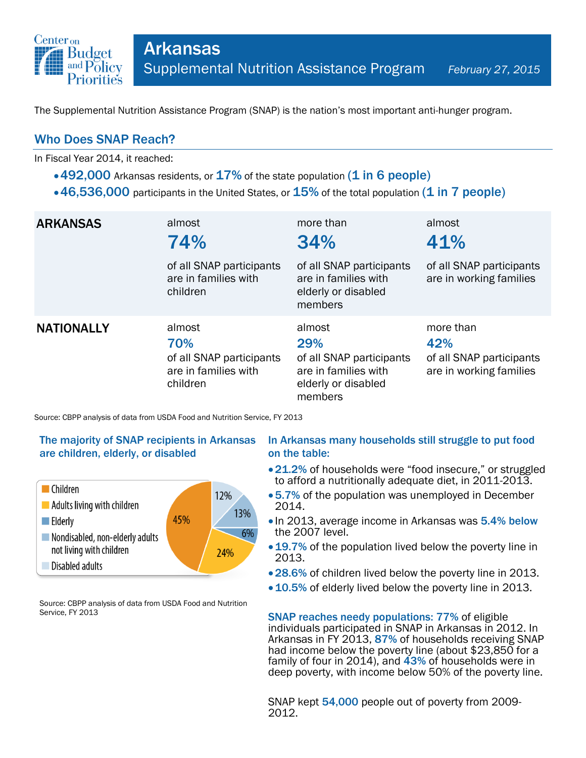Center on Budget and Policy Priorities

# Arkansas

## Supplemental Nutrition Assistance Program

*February 27, 2015*

The Supplemental Nutrition Assistance Program (SNAP) is the nation's most important anti-hunger program.

## Who Does SNAP Reach?

In Fiscal Year 2014, it reached:

- **492,000** Arkansas residents, or **17%** of the state population **(1 in 6 people)**
- **46,536,000** participants in the United States, or **15%** of the total population **(1 in 7 people)**

| | | | |
|---|---|---|---|
| **ARKANSAS** | almost **74%** of all SNAP participants are in families with children | more than **34%** of all SNAP participants are in families with elderly or disabled members | almost **41%** of all SNAP participants are in working families |
| **NATIONALLY** | almost **70%** of all SNAP participants are in families with children | almost **29%** of all SNAP participants are in families with elderly or disabled members | more than **42%** of all SNAP participants are in working families |

Source: CBPP analysis of data from USDA Food and Nutrition Service, FY 2013

### The majority of SNAP recipients in Arkansas are children, elderly, or disabled

| Category | Share |
|---|---|
| Children | 45% |
| Adults living with children | 24% |
| Elderly | 6% |
| Nondisabled, non-elderly adults not living with children | 13% |
| Disabled adults | 12% |

Source: CBPP analysis of data from USDA Food and Nutrition Service, FY 2013

### In Arkansas many households still struggle to put food on the table:

- **21.2%** of households were "food insecure," or struggled to afford a nutritionally adequate diet, in 2011-2013.
- **5.7%** of the population was unemployed in December 2014.
- In 2013, average income in Arkansas was **5.4% below** the 2007 level.
- **19.7%** of the population lived below the poverty line in 2013.
- **28.6%** of children lived below the poverty line in 2013.
- **10.5%** of elderly lived below the poverty line in 2013.

**SNAP reaches needy populations: 77%** of eligible individuals participated in SNAP in Arkansas in 2012. In Arkansas in FY 2013, **87%** of households receiving SNAP had income below the poverty line (about $23,850 for a family of four in 2014), and **43%** of households were in deep poverty, with income below 50% of the poverty line.

SNAP kept **54,000** people out of poverty from 2009-2012.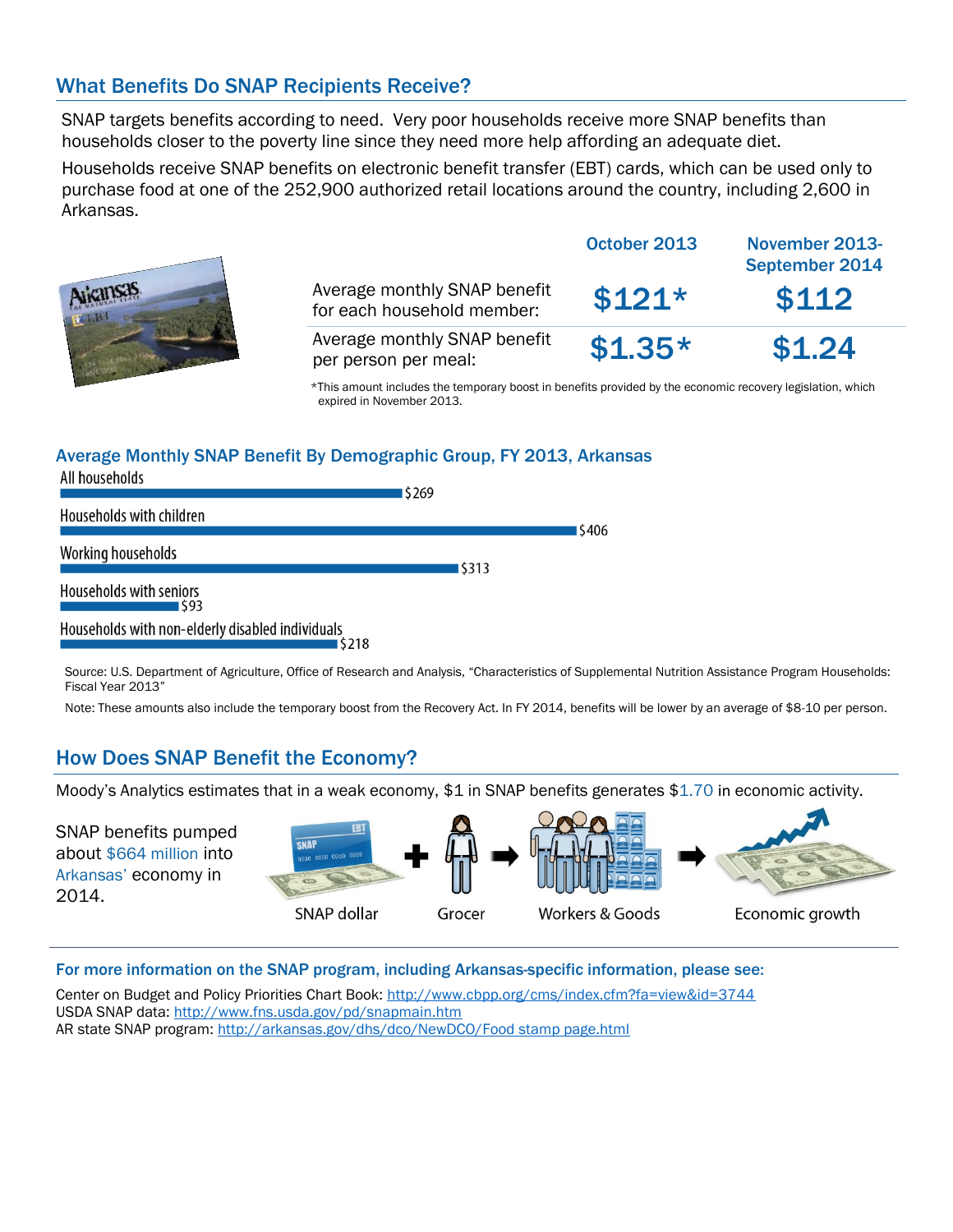## What Benefits Do SNAP Recipients Receive?

SNAP targets benefits according to need. Very poor households receive more SNAP benefits than households closer to the poverty line since they need more help affording an adequate diet.

Households receive SNAP benefits on electronic benefit transfer (EBT) cards, which can be used only to purchase food at one of the 252,900 authorized retail locations around the country, including 2,600 in Arkansas.

| | October 2013 | November 2013-September 2014 |
|---|---|---|
| Average monthly SNAP benefit for each household member: | $121* | $112 |
| Average monthly SNAP benefit per person per meal: | $1.35* | $1.24 |

*This amount includes the temporary boost in benefits provided by the economic recovery legislation, which expired in November 2013.

### Average Monthly SNAP Benefit By Demographic Group, FY 2013, Arkansas

All households
$269

Households with children
$406

Working households
$313

Households with seniors
$93

Households with non-elderly disabled individuals
$218

Source: U.S. Department of Agriculture, Office of Research and Analysis, "Characteristics of Supplemental Nutrition Assistance Program Households: Fiscal Year 2013"

Note: These amounts also include the temporary boost from the Recovery Act. In FY 2014, benefits will be lower by an average of $8-10 per person.

## How Does SNAP Benefit the Economy?

Moody's Analytics estimates that in a weak economy, $1 in SNAP benefits generates $1.70 in economic activity.

SNAP benefits pumped about $664 million into Arkansas' economy in 2014.

SNAP dollar + Grocer → Workers & Goods → Economic growth

**For more information on the SNAP program, including Arkansas-specific information, please see:**

Center on Budget and Policy Priorities Chart Book: http://www.cbpp.org/cms/index.cfm?fa=view&id=3744
USDA SNAP data: http://www.fns.usda.gov/pd/snapmain.htm
AR state SNAP program: http://arkansas.gov/dhs/dco/NewDCO/Food stamp page.html